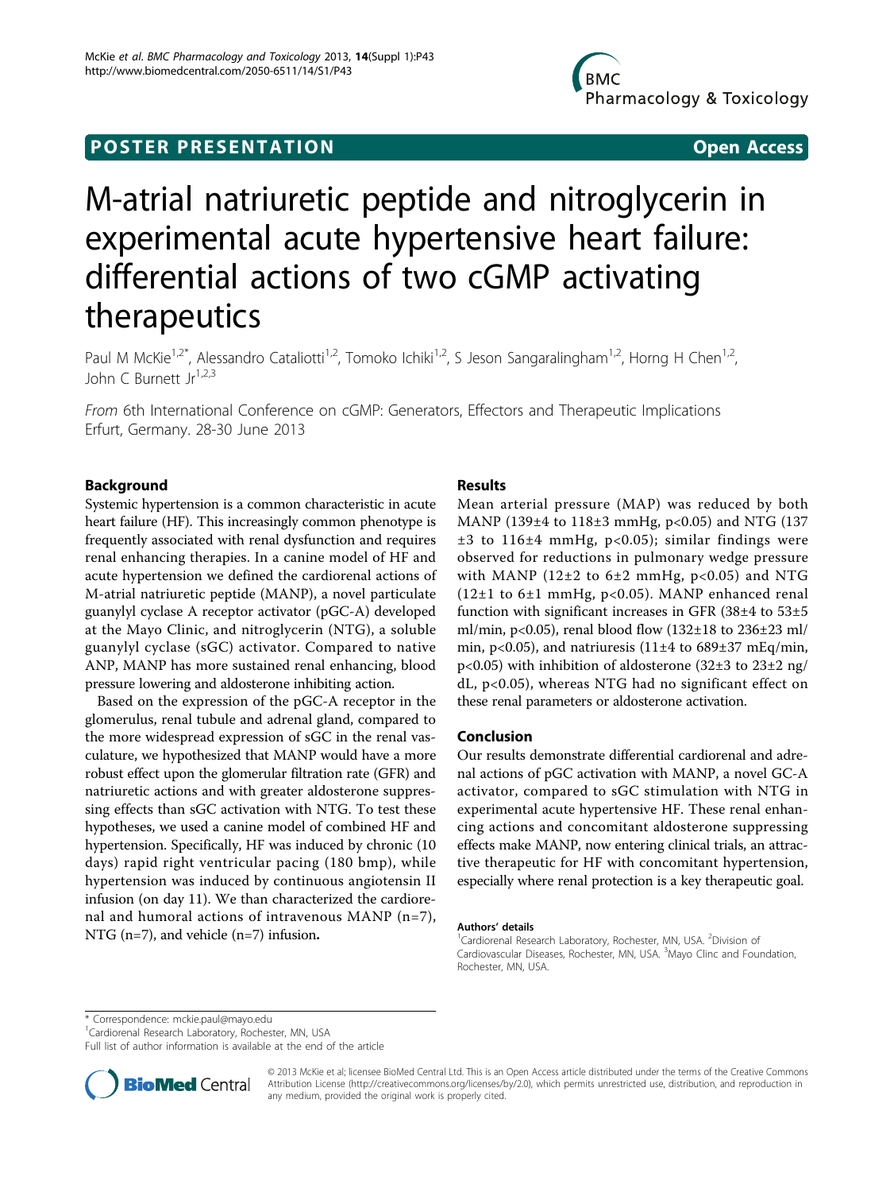POSTER PRESENTATION

Open Access

# M-atrial natriuretic peptide and nitroglycerin in experimental acute hypertensive heart failure: differential actions of two cGMP activating therapeutics

Paul M McKie[1,2*], Alessandro Cataliotti[1,2], Tomoko Ichiki[1,2], S Jeson Sangaralingham[1,2], Horng H Chen[1,2], John C Burnett Jr[1,2,3]

*From* 6th International Conference on cGMP: Generators, Effectors and Therapeutic Implications
Erfurt, Germany. 28-30 June 2013

## Background

Systemic hypertension is a common characteristic in acute heart failure (HF). This increasingly common phenotype is frequently associated with renal dysfunction and requires renal enhancing therapies. In a canine model of HF and acute hypertension we defined the cardiorenal actions of M-atrial natriuretic peptide (MANP), a novel particulate guanylyl cyclase A receptor activator (pGC-A) developed at the Mayo Clinic, and nitroglycerin (NTG), a soluble guanylyl cyclase (sGC) activator. Compared to native ANP, MANP has more sustained renal enhancing, blood pressure lowering and aldosterone inhibiting action.

Based on the expression of the pGC-A receptor in the glomerulus, renal tubule and adrenal gland, compared to the more widespread expression of sGC in the renal vasculature, we hypothesized that MANP would have a more robust effect upon the glomerular filtration rate (GFR) and natriuretic actions and with greater aldosterone suppressing effects than sGC activation with NTG. To test these hypotheses, we used a canine model of combined HF and hypertension. Specifically, HF was induced by chronic (10 days) rapid right ventricular pacing (180 bmp), while hypertension was induced by continuous angiotensin II infusion (on day 11). We than characterized the cardiorenal and humoral actions of intravenous MANP (n=7), NTG (n=7), and vehicle (n=7) infusion**.**

## Results

Mean arterial pressure (MAP) was reduced by both MANP (139±4 to 118±3 mmHg, $p<0.05$) and NTG (137 ±3 to 116±4 mmHg, $p<0.05$); similar findings were observed for reductions in pulmonary wedge pressure with MANP (12±2 to 6±2 mmHg, $p<0.05$) and NTG (12±1 to 6±1 mmHg, $p<0.05$). MANP enhanced renal function with significant increases in GFR (38±4 to 53±5 ml/min, $p<0.05$), renal blood flow (132±18 to 236±23 ml/min, $p<0.05$), and natriuresis (11±4 to 689±37 mEq/min, $p<0.05$) with inhibition of aldosterone (32±3 to 23±2 ng/dL, $p<0.05$), whereas NTG had no significant effect on these renal parameters or aldosterone activation.

## Conclusion

Our results demonstrate differential cardiorenal and adrenal actions of pGC activation with MANP, a novel GC-A activator, compared to sGC stimulation with NTG in experimental acute hypertensive HF. These renal enhancing actions and concomitant aldosterone suppressing effects make MANP, now entering clinical trials, an attractive therapeutic for HF with concomitant hypertension, especially where renal protection is a key therapeutic goal.

#### Authors' details

[1]Cardiorenal Research Laboratory, Rochester, MN, USA. [2]Division of Cardiovascular Diseases, Rochester, MN, USA. [3]Mayo Clinc and Foundation, Rochester, MN, USA.

\* Correspondence: mckie.paul@mayo.edu
[1]Cardiorenal Research Laboratory, Rochester, MN, USA
Full list of author information is available at the end of the article

© 2013 McKie et al; licensee BioMed Central Ltd. This is an Open Access article distributed under the terms of the Creative Commons Attribution License (http://creativecommons.org/licenses/by/2.0), which permits unrestricted use, distribution, and reproduction in any medium, provided the original work is properly cited.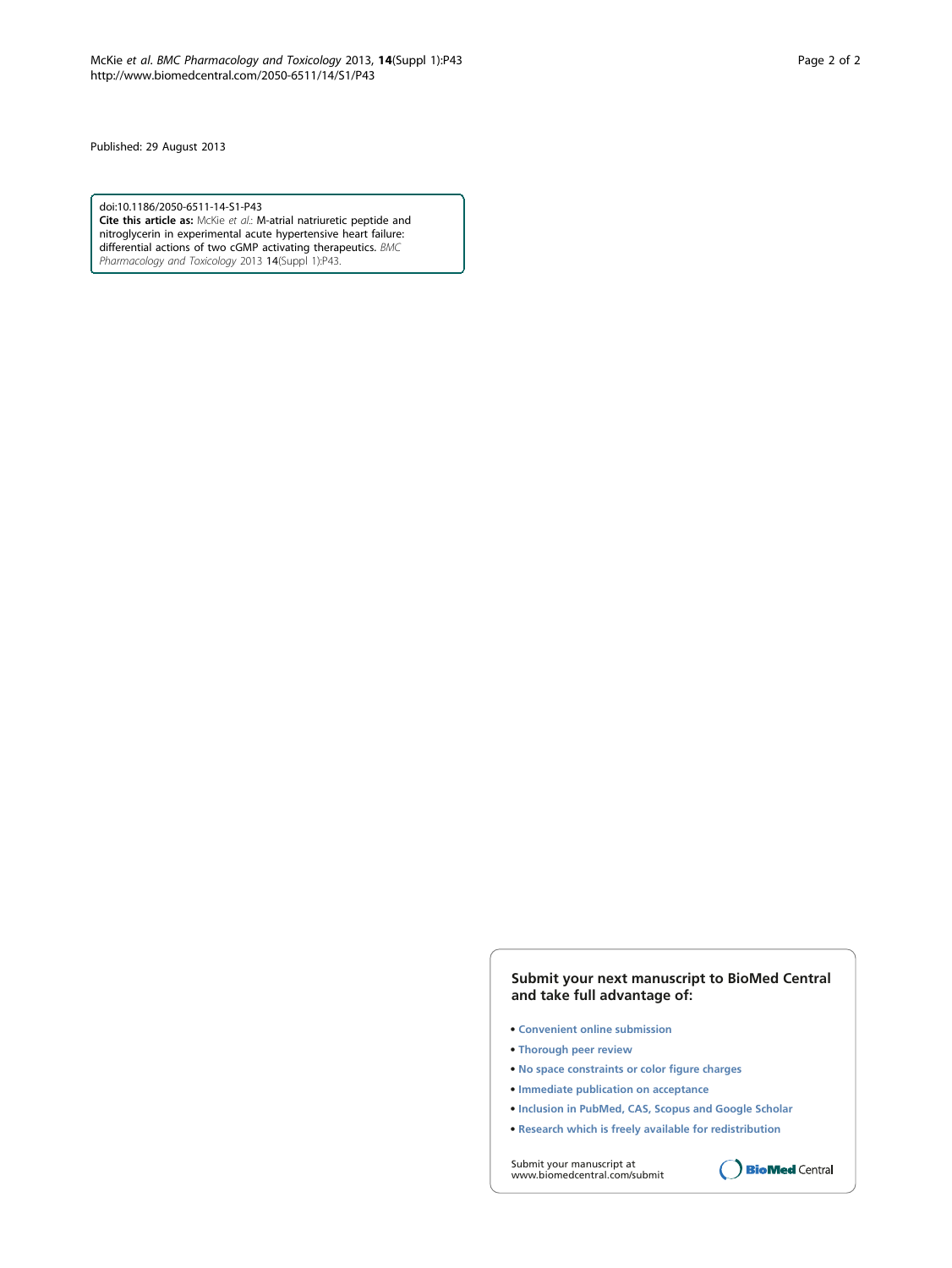Published: 29 August 2013

doi:10.1186/2050-6511-14-S1-P43
**Cite this article as:** McKie *et al.*: M-atrial natriuretic peptide and nitroglycerin in experimental acute hypertensive heart failure: differential actions of two cGMP activating therapeutics. *BMC Pharmacology and Toxicology* 2013 **14**(Suppl 1):P43.

**Submit your next manuscript to BioMed Central and take full advantage of:**

- **Convenient online submission**
- **Thorough peer review**
- **No space constraints or color figure charges**
- **Immediate publication on acceptance**
- **Inclusion in PubMed, CAS, Scopus and Google Scholar**
- **Research which is freely available for redistribution**

Submit your manuscript at
www.biomedcentral.com/submit

BioMed Central